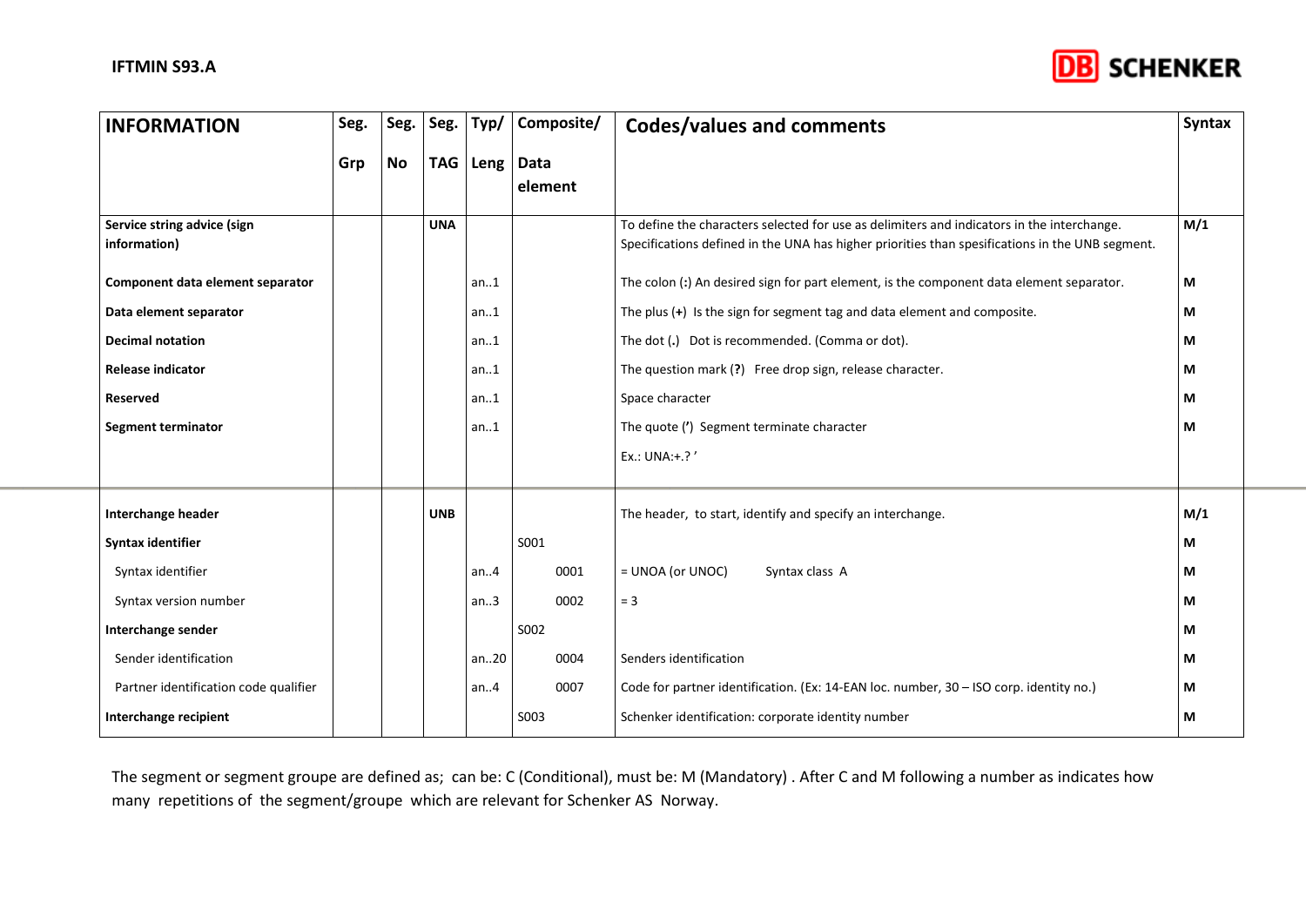| INFORMATION | Seg. Grp | Seg. No | Seg. TAG | Typ/ Leng | Composite/ Data element | Codes/values and comments | Syntax |
|---|---|---|---|---|---|---|---|
| **Service string advice (sign information)** | | | **UNA** | | | To define the characters selected for use as delimiters and indicators in the interchange. Specifications defined in the UNA has higher priorities than spesifications in the UNB segment. | **M/1** |
| **Component data element separator** | | | | an..1 | | The colon (**:**) An desired sign for part element, is the component data element separator. | **M** |
| **Data element separator** | | | | an..1 | | The plus (**+**) Is the sign for segment tag and data element and composite. | **M** |
| **Decimal notation** | | | | an..1 | | The dot (**.**) Dot is recommended. (Comma or dot). | **M** |
| **Release indicator** | | | | an..1 | | The question mark (**?**) Free drop sign, release character. | **M** |
| **Reserved** | | | | an..1 | | Space character | **M** |
| **Segment terminator** | | | | an..1 | | The quote (**'**) Segment terminate character | **M** |
| | | | | | | Ex.: UNA:+.? ' | |
| **Interchange header** | | | **UNB** | | | The header, to start, identify and specify an interchange. | **M/1** |
| **Syntax identifier** | | | | | S001 | | **M** |
| Syntax identifier | | | | an..4 | 0001 | = UNOA (or UNOC) Syntax class A | **M** |
| Syntax version number | | | | an..3 | 0002 | = 3 | **M** |
| **Interchange sender** | | | | | S002 | | **M** |
| Sender identification | | | | an..20 | 0004 | Senders identification | **M** |
| Partner identification code qualifier | | | | an..4 | 0007 | Code for partner identification. (Ex: 14-EAN loc. number, 30 – ISO corp. identity no.) | **M** |
| **Interchange recipient** | | | | | S003 | Schenker identification: corporate identity number | **M** |

The segment or segment groupe are defined as; can be: C (Conditional), must be: M (Mandatory) . After C and M following a number as indicates how many repetitions of the segment/groupe which are relevant for Schenker AS Norway.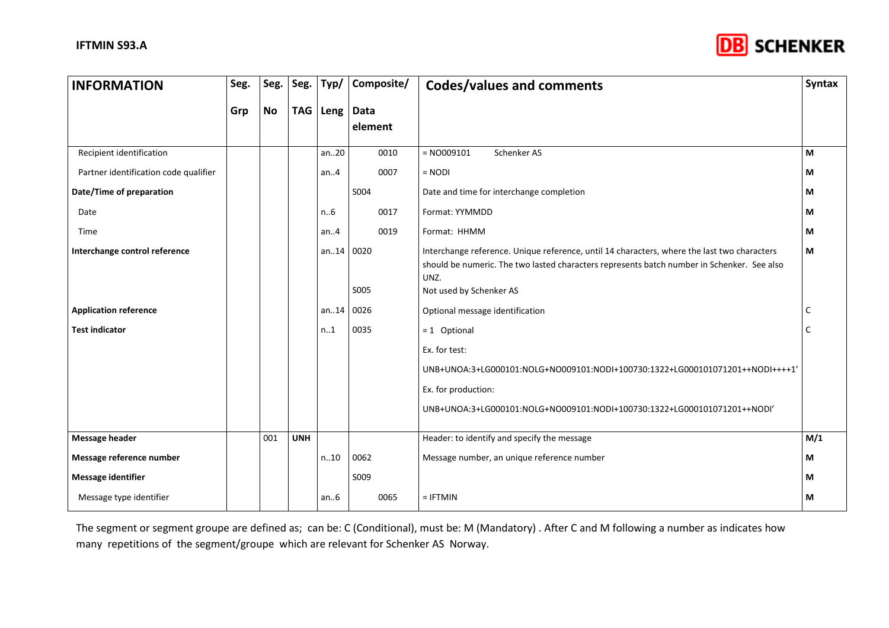| INFORMATION | Seg. Grp | Seg. No | Seg. TAG | Typ/ Leng | Composite/ Data element | Codes/values and comments | Syntax |
|---|---|---|---|---|---|---|---|
| Recipient identification | | | | an..20 | 0010 | = NO009101 Schenker AS | M |
| Partner identification code qualifier | | | | an..4 | 0007 | = NODI | M |
| **Date/Time of preparation** | | | | | S004 | Date and time for interchange completion | M |
| Date | | | | n..6 | 0017 | Format: YYMMDD | M |
| Time | | | | an..4 | 0019 | Format: HHMM | M |
| **Interchange control reference** | | | | an..14 | 0020 | Interchange reference. Unique reference, until 14 characters, where the last two characters should be numeric. The two lasted characters represents batch number in Schenker. See also UNZ. | M |
| | | | | | S005 | Not used by Schenker AS | |
| **Application reference** | | | | an..14 | 0026 | Optional message identification | C |
| **Test indicator** | | | | n..1 | 0035 | = 1 Optional | C |
| | | | | | | Ex. for test: | |
| | | | | | | UNB+UNOA:3+LG000101:NOLG+NO009101:NODI+100730:1322+LG000101071201++NODI++++1' | |
| | | | | | | Ex. for production: | |
| | | | | | | UNB+UNOA:3+LG000101:NOLG+NO009101:NODI+100730:1322+LG000101071201++NODI' | |
| **Message header** | | 001 | **UNH** | | | Header: to identify and specify the message | M/1 |
| **Message reference number** | | | | n..10 | 0062 | Message number, an unique reference number | M |
| **Message identifier** | | | | | S009 | | M |
| Message type identifier | | | | an..6 | 0065 | = IFTMIN | M |

The segment or segment groupe are defined as; can be: C (Conditional), must be: M (Mandatory) . After C and M following a number as indicates how many repetitions of the segment/groupe which are relevant for Schenker AS Norway.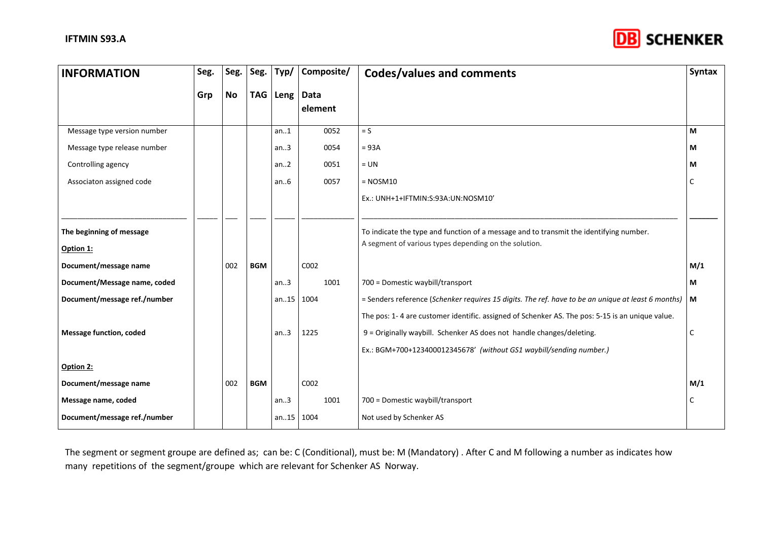| INFORMATION | Seg. Grp | Seg. No | Seg. TAG | Typ/ Leng | Composite/ Data element | Codes/values and comments | Syntax |
|---|---|---|---|---|---|---|---|
| Message type version number | | | | an..1 | 0052 | = S | M |
| Message type release number | | | | an..3 | 0054 | = 93A | M |
| Controlling agency | | | | an..2 | 0051 | = UN | M |
| Associaton assigned code | | | | an..6 | 0057 | = NOSM10 | C |
| | | | | | | Ex.: UNH+1+IFTMIN:S:93A:UN:NOSM10' | |
| **The beginning of message** | | | | | | To indicate the type and function of a message and to transmit the identifying number. A segment of various types depending on the solution. | |
| **Option 1:** | | | | | | | |
| **Document/message name** | | 002 | **BGM** | | C002 | | **M/1** |
| **Document/Message name, coded** | | | | an..3 | 1001 | 700 = Domestic waybill/transport | **M** |
| **Document/message ref./number** | | | | an..15 | 1004 | = Senders reference (*Schenker requires 15 digits. The ref. have to be an unique at least 6 months)* | **M** |
| | | | | | | The pos: 1- 4 are customer identific. assigned of Schenker AS. The pos: 5-15 is an unique value. | |
| **Message function, coded** | | | | an..3 | 1225 | 9 = Originally waybill. Schenker AS does not handle changes/deleting. | C |
| | | | | | | Ex.: BGM+700+123400012345678' *(without GS1 waybill/sending number.)* | |
| **Option 2:** | | | | | | | |
| **Document/message name** | | 002 | **BGM** | | C002 | | **M/1** |
| **Message name, coded** | | | | an..3 | 1001 | 700 = Domestic waybill/transport | C |
| **Document/message ref./number** | | | | an..15 | 1004 | Not used by Schenker AS | |

The segment or segment groupe are defined as; can be: C (Conditional), must be: M (Mandatory) . After C and M following a number as indicates how many repetitions of the segment/groupe which are relevant for Schenker AS Norway.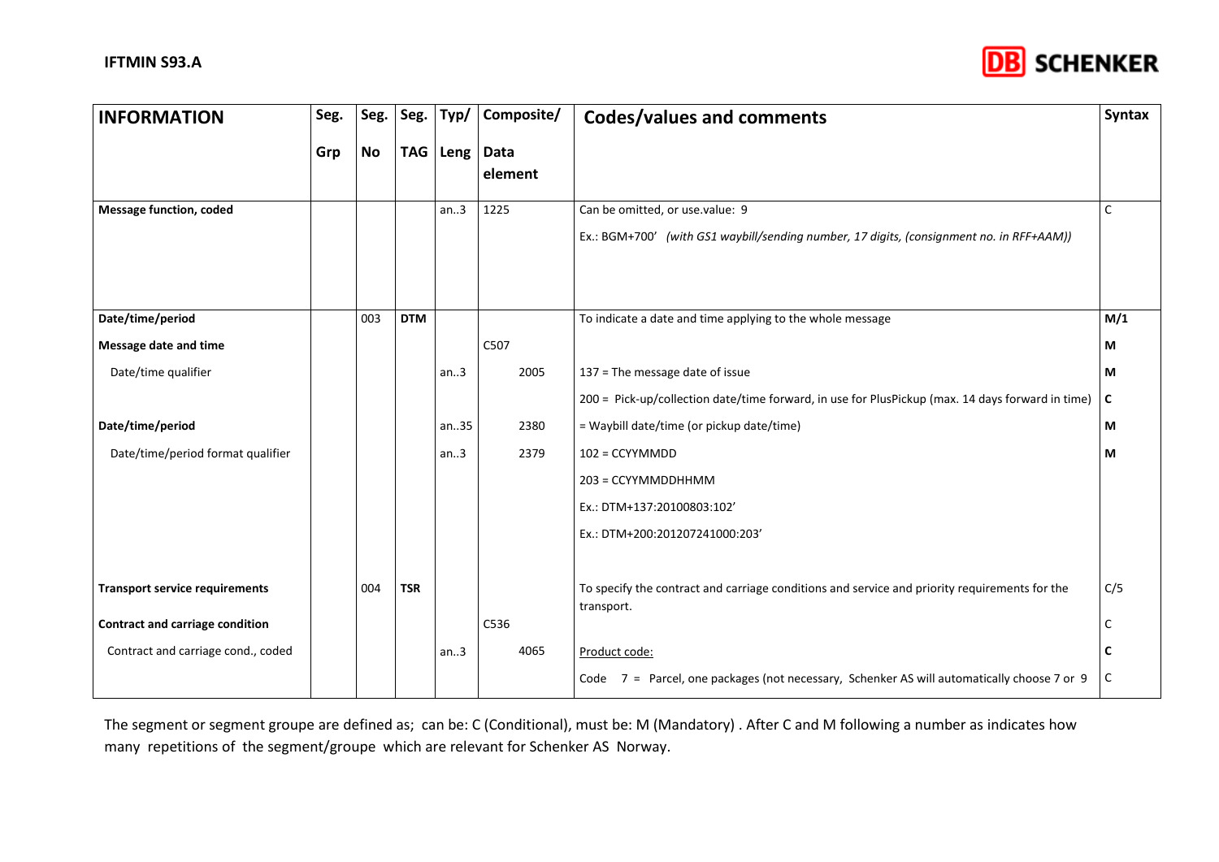| INFORMATION | Seg. Grp | Seg. No | Seg. TAG | Typ/ Leng | Composite/ Data element | Codes/values and comments | Syntax |
|---|---|---|---|---|---|---|---|
| **Message function, coded** | | | | an..3 | 1225 | Can be omitted, or use.value: 9 | C |
| | | | | | | Ex.: BGM+700' *(with GS1 waybill/sending number, 17 digits, (consignment no. in RFF+AAM))* | |
| **Date/time/period** | | 003 | **DTM** | | | To indicate a date and time applying to the whole message | **M/1** |
| **Message date and time** | | | | | C507 | | **M** |
| Date/time qualifier | | | | an..3 | 2005 | 137 = The message date of issue | **M** |
| | | | | | | 200 = Pick-up/collection date/time forward, in use for PlusPickup (max. 14 days forward in time) | **C** |
| **Date/time/period** | | | | an..35 | 2380 | = Waybill date/time (or pickup date/time) | **M** |
| Date/time/period format qualifier | | | | an..3 | 2379 | 102 = CCYYMMDD | **M** |
| | | | | | | 203 = CCYYMMDDHHMM | |
| | | | | | | Ex.: DTM+137:20100803:102' | |
| | | | | | | Ex.: DTM+200:201207241000:203' | |
| **Transport service requirements** | | 004 | **TSR** | | | To specify the contract and carriage conditions and service and priority requirements for the transport. | C/5 |
| **Contract and carriage condition** | | | | | C536 | | C |
| Contract and carriage cond., coded | | | | an..3 | 4065 | Product code: | **C** |
| | | | | | | Code 7 = Parcel, one packages (not necessary, Schenker AS will automatically choose 7 or 9 | C |

The segment or segment groupe are defined as; can be: C (Conditional), must be: M (Mandatory) . After C and M following a number as indicates how many repetitions of the segment/groupe which are relevant for Schenker AS Norway.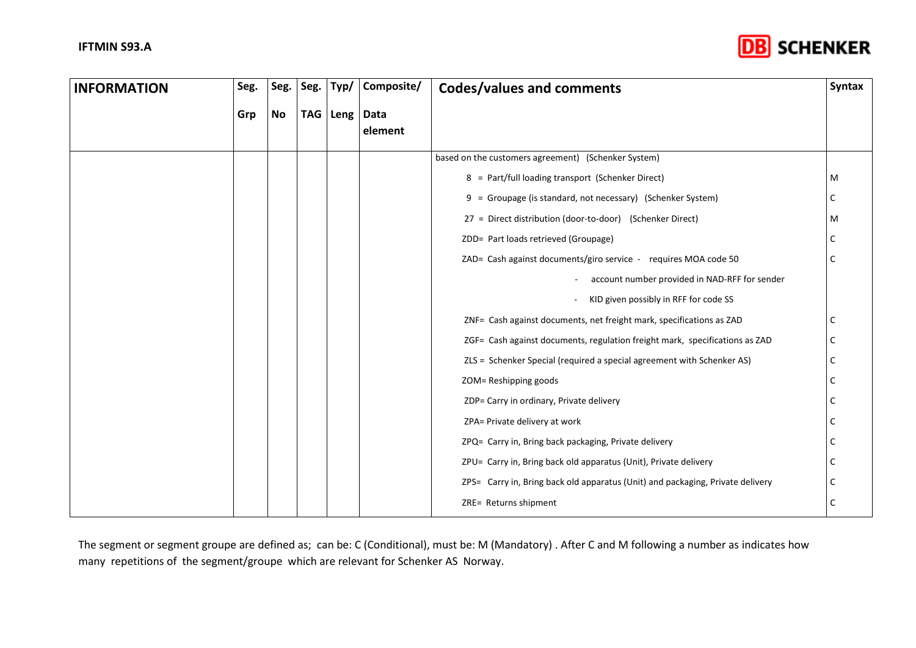| INFORMATION | Seg. Grp | Seg. No | Seg. TAG | Typ/ Leng | Composite/ Data element | Codes/values and comments | Syntax |
|---|---|---|---|---|---|---|---|
| | | | | | | based on the customers agreement) (Schenker System) | |
| | | | | | | 8 = Part/full loading transport (Schenker Direct) | M |
| | | | | | | 9 = Groupage (is standard, not necessary) (Schenker System) | C |
| | | | | | | 27 = Direct distribution (door-to-door) (Schenker Direct) | M |
| | | | | | | ZDD= Part loads retrieved (Groupage) | C |
| | | | | | | ZAD= Cash against documents/giro service - requires MOA code 50 | C |
| | | | | | | - account number provided in NAD-RFF for sender | |
| | | | | | | - KID given possibly in RFF for code SS | |
| | | | | | | ZNF= Cash against documents, net freight mark, specifications as ZAD | C |
| | | | | | | ZGF= Cash against documents, regulation freight mark, specifications as ZAD | C |
| | | | | | | ZLS = Schenker Special (required a special agreement with Schenker AS) | C |
| | | | | | | ZOM= Reshipping goods | C |
| | | | | | | ZDP= Carry in ordinary, Private delivery | C |
| | | | | | | ZPA= Private delivery at work | C |
| | | | | | | ZPQ= Carry in, Bring back packaging, Private delivery | C |
| | | | | | | ZPU= Carry in, Bring back old apparatus (Unit), Private delivery | C |
| | | | | | | ZPS= Carry in, Bring back old apparatus (Unit) and packaging, Private delivery | C |
| | | | | | | ZRE= Returns shipment | C |

The segment or segment groupe are defined as; can be: C (Conditional), must be: M (Mandatory) . After C and M following a number as indicates how many repetitions of the segment/groupe which are relevant for Schenker AS Norway.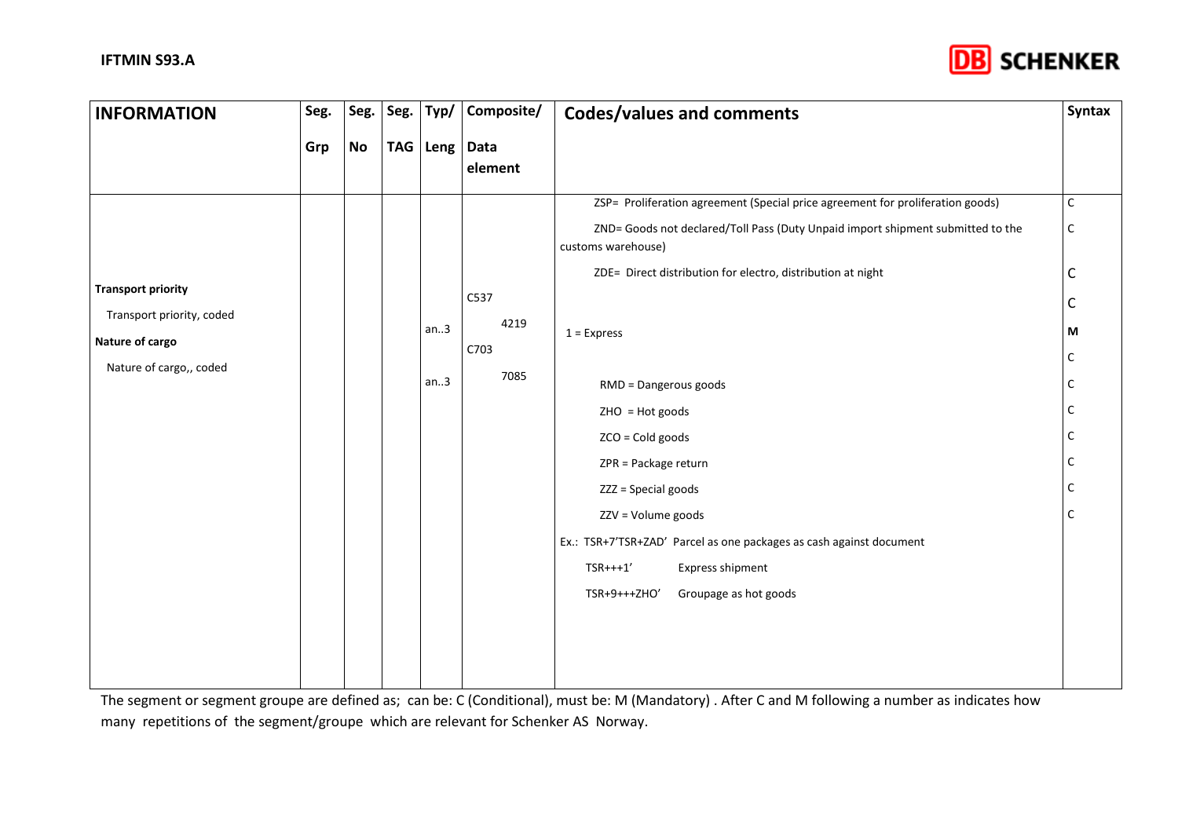| INFORMATION | Seg. Grp | Seg. No | Seg. TAG | Typ/ Leng | Composite/ Data element | Codes/values and comments | Syntax |
|---|---|---|---|---|---|---|---|
| | | | | | | ZSP= Proliferation agreement (Special price agreement for proliferation goods) | C |
| | | | | | | ZND= Goods not declared/Toll Pass (Duty Unpaid import shipment submitted to the customs warehouse) | C |
| | | | | | | ZDE= Direct distribution for electro, distribution at night | C |
| **Transport priority** | | | | | C537 | | C |
| Transport priority, coded | | | | an..3 | 4219 | 1 = Express | M |
| **Nature of cargo** | | | | | C703 | | C |
| Nature of cargo,, coded | | | | an..3 | 7085 | RMD = Dangerous goods | C |
| | | | | | | ZHO = Hot goods | C |
| | | | | | | ZCO = Cold goods | C |
| | | | | | | ZPR = Package return | C |
| | | | | | | ZZZ = Special goods | C |
| | | | | | | ZZV = Volume goods | C |
| | | | | | | Ex.: TSR+7'TSR+ZAD' Parcel as one packages as cash against document | |
| | | | | | | TSR+++1' Express shipment | |
| | | | | | | TSR+9+++ZHO' Groupage as hot goods | |

The segment or segment groupe are defined as; can be: C (Conditional), must be: M (Mandatory) . After C and M following a number as indicates how many repetitions of the segment/groupe which are relevant for Schenker AS Norway.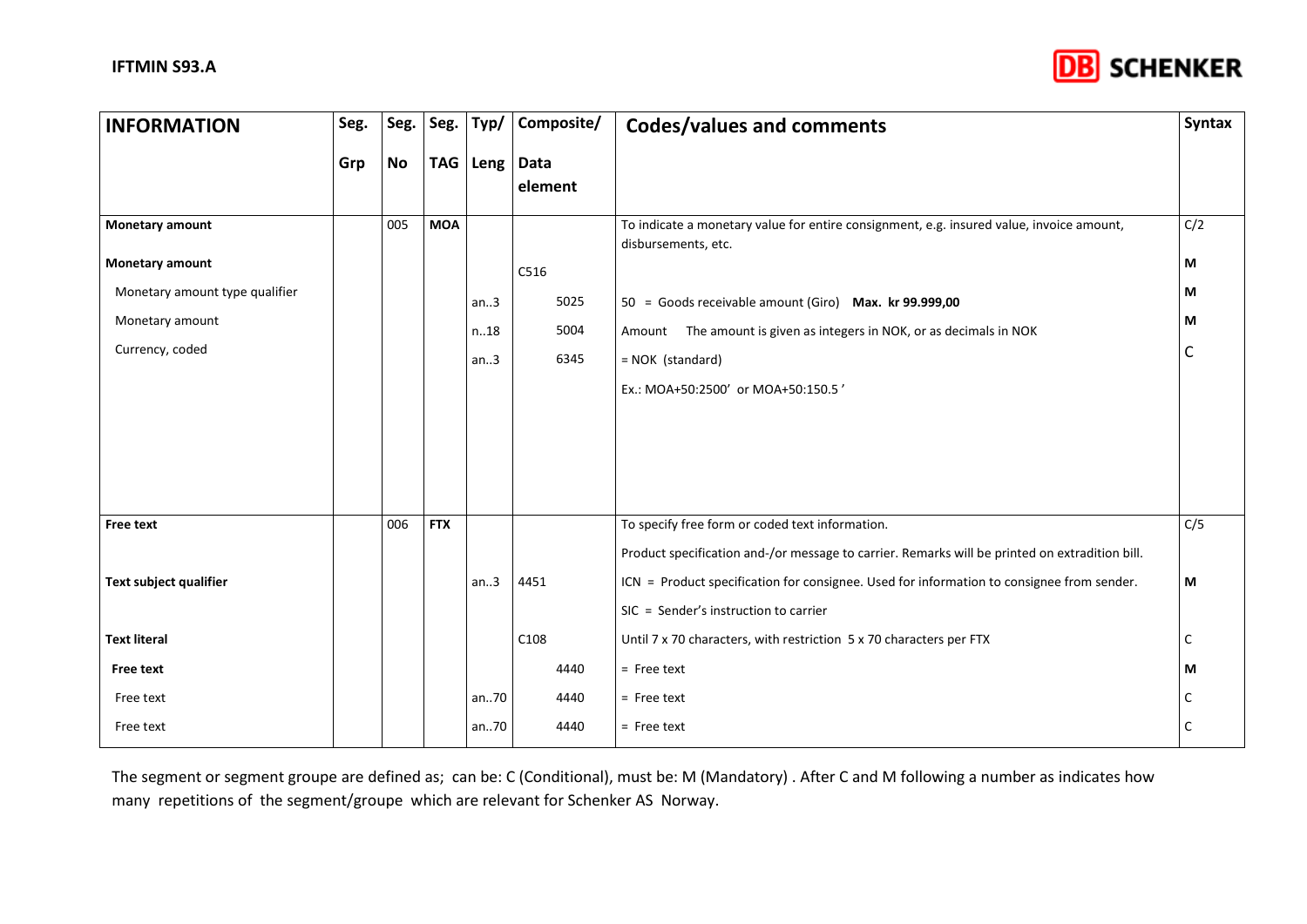| INFORMATION | Seg. Grp | Seg. No | Seg. TAG | Typ/ Leng | Composite/ Data element | Codes/values and comments | Syntax |
|---|---|---|---|---|---|---|---|
| **Monetary amount** | | 005 | **MOA** | | | To indicate a monetary value for entire consignment, e.g. insured value, invoice amount, disbursements, etc. | C/2 |
| **Monetary amount** | | | | | C516 | | **M** |
| Monetary amount type qualifier | | | | an..3 | 5025 | 50 = Goods receivable amount (Giro) **Max. kr 99.999,00** | **M** |
| Monetary amount | | | | n..18 | 5004 | Amount The amount is given as integers in NOK, or as decimals in NOK | **M** |
| Currency, coded | | | | an..3 | 6345 | = NOK (standard) | C |
| | | | | | | Ex.: MOA+50:2500' or MOA+50:150.5 ' | |
| **Free text** | | 006 | **FTX** | | | To specify free form or coded text information. | C/5 |
| | | | | | | Product specification and-/or message to carrier. Remarks will be printed on extradition bill. | |
| **Text subject qualifier** | | | | an..3 | 4451 | ICN = Product specification for consignee. Used for information to consignee from sender. | **M** |
| | | | | | | SIC = Sender's instruction to carrier | |
| **Text literal** | | | | | C108 | Until 7 x 70 characters, with restriction 5 x 70 characters per FTX | C |
| **Free text** | | | | | 4440 | = Free text | **M** |
| Free text | | | | an..70 | 4440 | = Free text | C |
| Free text | | | | an..70 | 4440 | = Free text | C |

The segment or segment groupe are defined as; can be: C (Conditional), must be: M (Mandatory) . After C and M following a number as indicates how many repetitions of the segment/groupe which are relevant for Schenker AS Norway.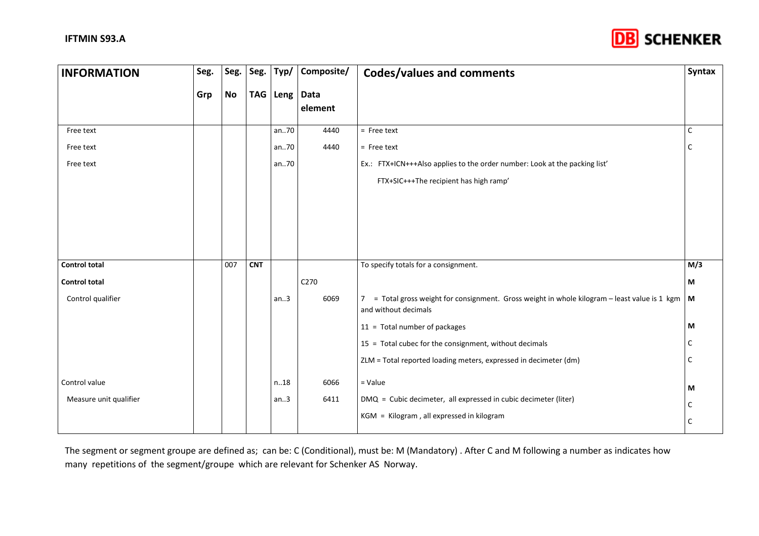| INFORMATION | Seg. Grp | Seg. No | Seg. TAG | Typ/ Leng | Composite/ Data element | Codes/values and comments | Syntax |
|---|---|---|---|---|---|---|---|
| Free text | | | | an..70 | 4440 | = Free text | C |
| Free text | | | | an..70 | 4440 | = Free text | C |
| Free text | | | | an..70 | | Ex.: FTX+ICN+++Also applies to the order number: Look at the packing list' | |
| | | | | | | FTX+SIC+++The recipient has high ramp' | |
| **Control total** | | 007 | **CNT** | | | To specify totals for a consignment. | **M/3** |
| **Control total** | | | | | C270 | | **M** |
| Control qualifier | | | | an..3 | 6069 | 7 = Total gross weight for consignment. Gross weight in whole kilogram – least value is 1 kgm and without decimals | **M** |
| | | | | | | 11 = Total number of packages | **M** |
| | | | | | | 15 = Total cubec for the consignment, without decimals | C |
| | | | | | | ZLM = Total reported loading meters, expressed in decimeter (dm) | C |
| Control value | | | | n..18 | 6066 | = Value | **M** |
| Measure unit qualifier | | | | an..3 | 6411 | DMQ = Cubic decimeter, all expressed in cubic decimeter (liter) | C |
| | | | | | | KGM = Kilogram , all expressed in kilogram | C |

The segment or segment groupe are defined as; can be: C (Conditional), must be: M (Mandatory) . After C and M following a number as indicates how many repetitions of the segment/groupe which are relevant for Schenker AS Norway.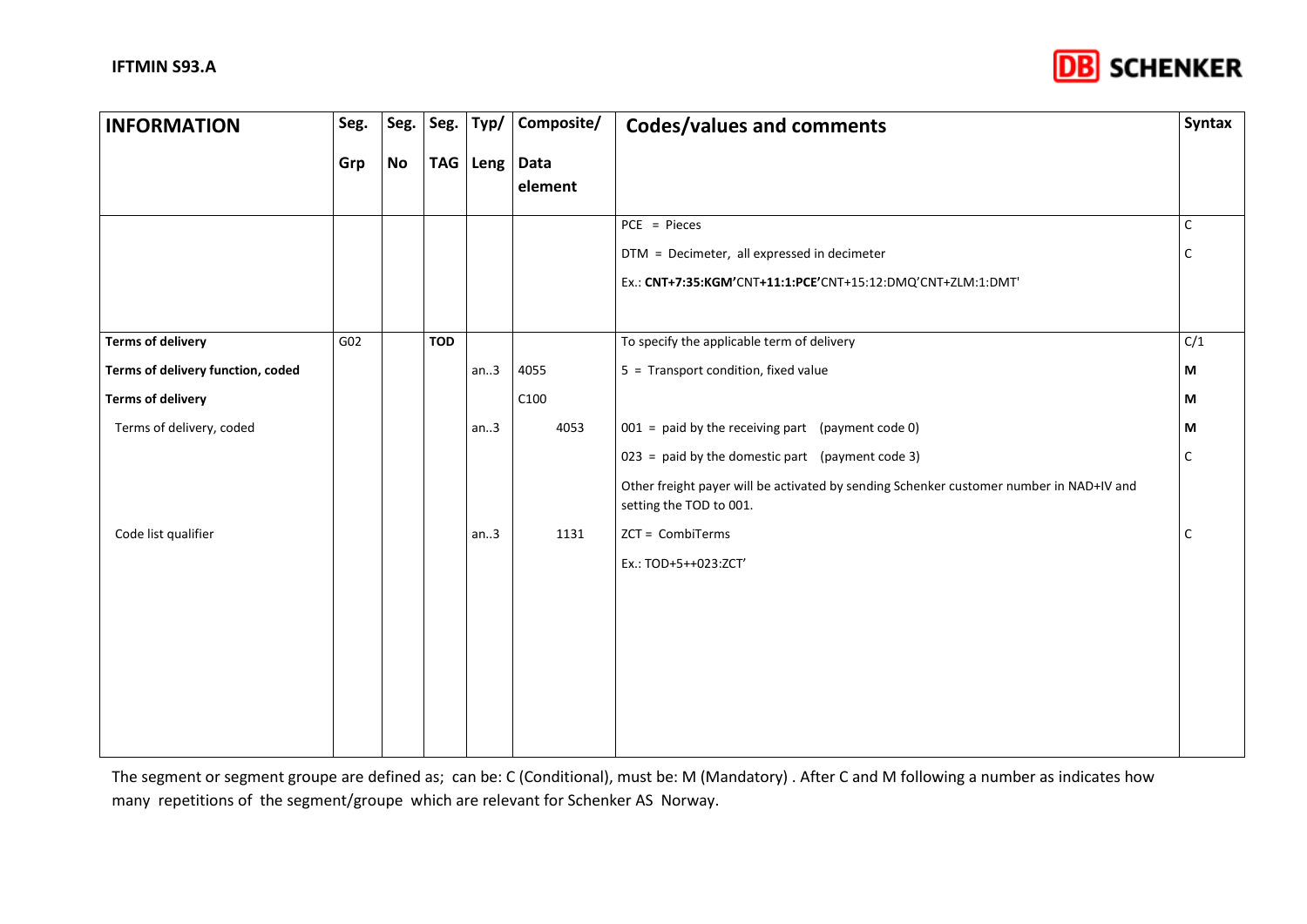| INFORMATION | Seg. Grp | Seg. No | Seg. TAG | Typ/ Leng | Composite/ Data element | Codes/values and comments | Syntax |
|---|---|---|---|---|---|---|---|
| | | | | | | PCE = Pieces | C |
| | | | | | | DTM = Decimeter, all expressed in decimeter | C |
| | | | | | | Ex.: **CNT+7:35:KGM'**CNT**+11:1:PCE'**CNT+15:12:DMQ'CNT+ZLM:1:DMT' | |
| **Terms of delivery** | G02 | | **TOD** | | | To specify the applicable term of delivery | C/1 |
| **Terms of delivery function, coded** | | | | an..3 | 4055 | 5 = Transport condition, fixed value | **M** |
| **Terms of delivery** | | | | | C100 | | **M** |
| Terms of delivery, coded | | | | an..3 | 4053 | 001 = paid by the receiving part (payment code 0) | **M** |
| | | | | | | 023 = paid by the domestic part (payment code 3) | C |
| | | | | | | Other freight payer will be activated by sending Schenker customer number in NAD+IV and setting the TOD to 001. | |
| Code list qualifier | | | | an..3 | 1131 | ZCT = CombiTerms | C |
| | | | | | | Ex.: TOD+5++023:ZCT' | |

The segment or segment groupe are defined as; can be: C (Conditional), must be: M (Mandatory) . After C and M following a number as indicates how many repetitions of the segment/groupe which are relevant for Schenker AS Norway.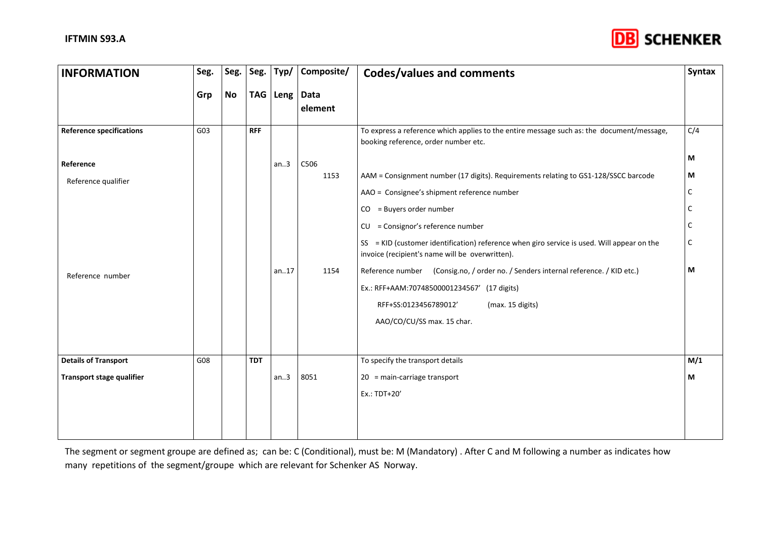| INFORMATION | Seg. Grp | Seg. No | Seg. TAG | Typ/ Leng | Composite/ Data element | Codes/values and comments | Syntax |
|---|---|---|---|---|---|---|---|
| **Reference specifications** | G03 | | **RFF** | | | To express a reference which applies to the entire message such as: the document/message, booking reference, order number etc. | C/4 |
| **Reference** | | | | an..3 | C506 | | **M** |
| Reference qualifier | | | | | 1153 | AAM = Consignment number (17 digits). Requirements relating to GS1-128/SSCC barcode | **M** |
| | | | | | | AAO = Consignee's shipment reference number | C |
| | | | | | | CO = Buyers order number | C |
| | | | | | | CU = Consignor's reference number | C |
| | | | | | | SS = KID (customer identification) reference when giro service is used. Will appear on the invoice (recipient's name will be overwritten). | C |
| Reference number | | | | an..17 | 1154 | Reference number (Consig.no, / order no. / Senders internal reference. / KID etc.) | **M** |
| | | | | | | Ex.: RFF+AAM:70748500001234567' (17 digits) | |
| | | | | | | RFF+SS:0123456789012' (max. 15 digits) | |
| | | | | | | AAO/CO/CU/SS max. 15 char. | |
| **Details of Transport** | G08 | | **TDT** | | | To specify the transport details | **M/1** |
| **Transport stage qualifier** | | | | an..3 | 8051 | 20 = main-carriage transport | **M** |
| | | | | | | Ex.: TDT+20' | |

The segment or segment groupe are defined as; can be: C (Conditional), must be: M (Mandatory) . After C and M following a number as indicates how many repetitions of the segment/groupe which are relevant for Schenker AS Norway.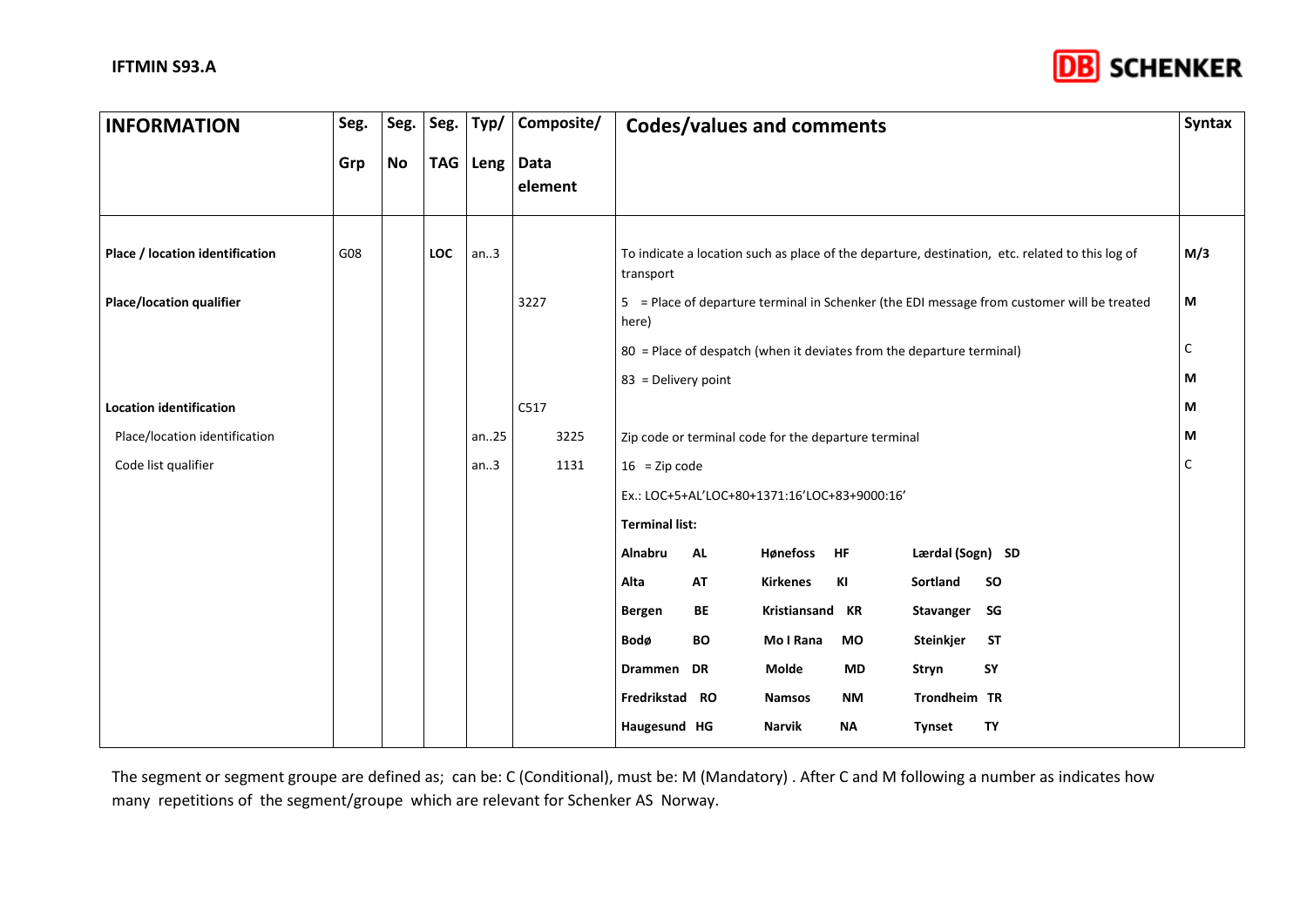| INFORMATION | Seg. Grp | Seg. No | Seg. TAG | Typ/ Leng | Composite/ Data element | Codes/values and comments | Syntax |
|---|---|---|---|---|---|---|---|
| **Place / location identification** | G08 | | **LOC** | an..3 | | To indicate a location such as place of the departure, destination, etc. related to this log of transport | **M/3** |
| **Place/location qualifier** | | | | | 3227 | 5 = Place of departure terminal in Schenker (the EDI message from customer will be treated here) | **M** |
| | | | | | | 80 = Place of despatch (when it deviates from the departure terminal) | C |
| | | | | | | 83 = Delivery point | **M** |
| **Location identification** | | | | | C517 | | **M** |
| Place/location identification | | | | an..25 | 3225 | Zip code or terminal code for the departure terminal | **M** |
| Code list qualifier | | | | an..3 | 1131 | 16 = Zip code | C |
| | | | | | | Ex.: LOC+5+AL'LOC+80+1371:16'LOC+83+9000:16' | |
| | | | | | | **Terminal list:** | |
| | | | | | | **Alnabru AL** **Hønefoss HF** **Lærdal (Sogn) SD** | |
| | | | | | | **Alta AT** **Kirkenes KI** **Sortland SO** | |
| | | | | | | **Bergen BE** **Kristiansand KR** **Stavanger SG** | |
| | | | | | | **Bodø BO** **Mo I Rana MO** **Steinkjer ST** | |
| | | | | | | **Drammen DR** **Molde MD** **Stryn SY** | |
| | | | | | | **Fredrikstad RO** **Namsos NM** **Trondheim TR** | |
| | | | | | | **Haugesund HG** **Narvik NA** **Tynset TY** | |

The segment or segment groupe are defined as; can be: C (Conditional), must be: M (Mandatory) . After C and M following a number as indicates how many repetitions of the segment/groupe which are relevant for Schenker AS Norway.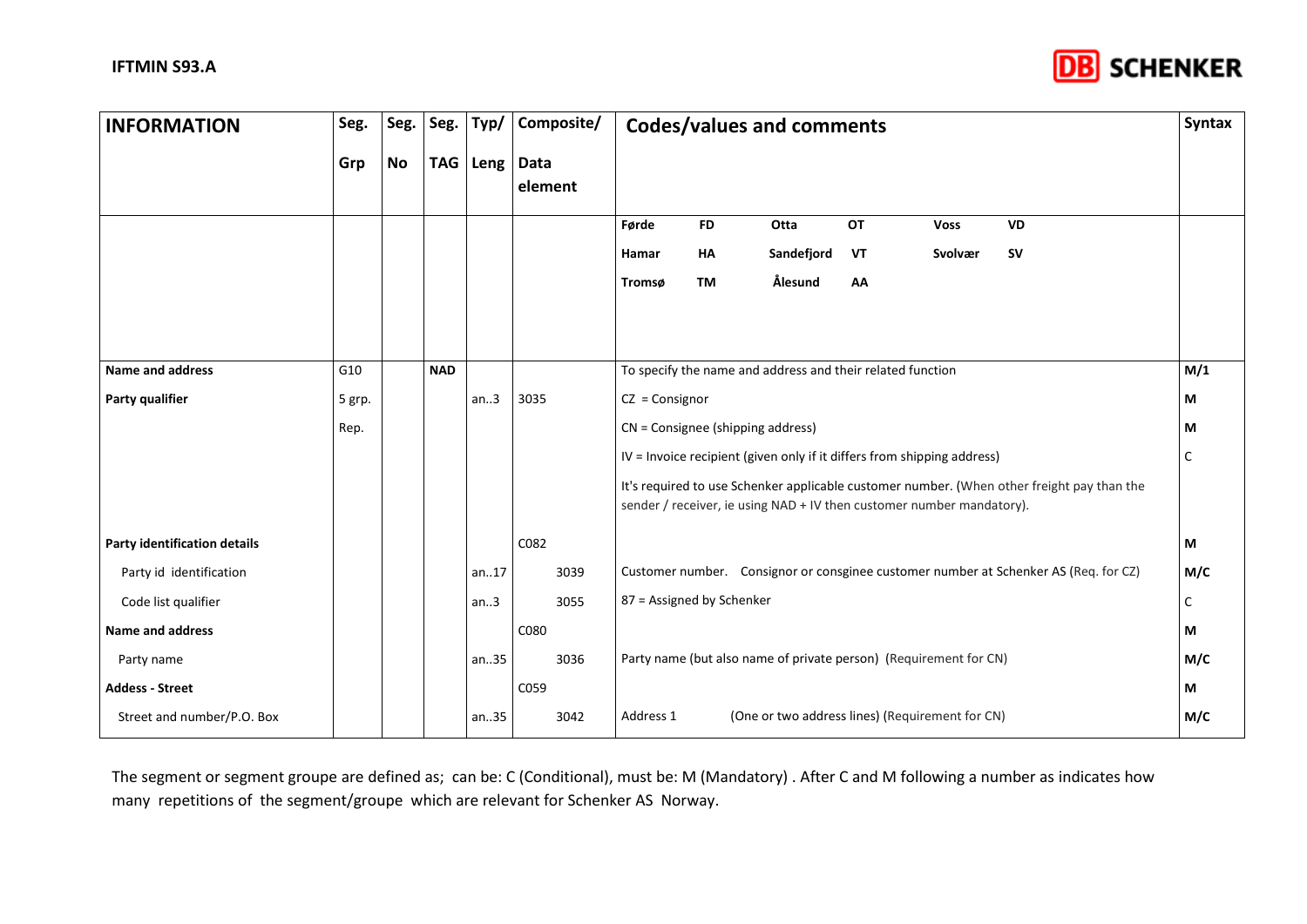| INFORMATION | Seg. Grp | Seg. No | Seg. TAG | Typ/ Leng | Composite/ Data element | Codes/values and comments | Syntax |
|---|---|---|---|---|---|---|---|
| | | | | | | **Førde** **FD** **Otta** **OT** **Voss** **VD**<br>**Hamar** **HA** **Sandefjord** **VT** **Svolvær** **SV**<br>**Tromsø** **TM** **Ålesund** **AA** | |
| **Name and address** | G10 | | **NAD** | | | To specify the name and address and their related function | **M/1** |
| **Party qualifier** | 5 grp. | | | an..3 | 3035 | CZ = Consignor | **M** |
| | Rep. | | | | | CN = Consignee (shipping address) | **M** |
| | | | | | | IV = Invoice recipient (given only if it differs from shipping address) | C |
| | | | | | | It's required to use Schenker applicable customer number. (When other freight pay than the sender / receiver, ie using NAD + IV then customer number mandatory). | |
| **Party identification details** | | | | | C082 | | **M** |
| Party id identification | | | | an..17 | 3039 | Customer number. Consignor or consginee customer number at Schenker AS (Req. for CZ) | **M/C** |
| Code list qualifier | | | | an..3 | 3055 | 87 = Assigned by Schenker | C |
| **Name and address** | | | | | C080 | | **M** |
| Party name | | | | an..35 | 3036 | Party name (but also name of private person) (Requirement for CN) | **M/C** |
| **Addess - Street** | | | | | C059 | | **M** |
| Street and number/P.O. Box | | | | an..35 | 3042 | Address 1 (One or two address lines) (Requirement for CN) | **M/C** |

The segment or segment groupe are defined as; can be: C (Conditional), must be: M (Mandatory) . After C and M following a number as indicates how many repetitions of the segment/groupe which are relevant for Schenker AS Norway.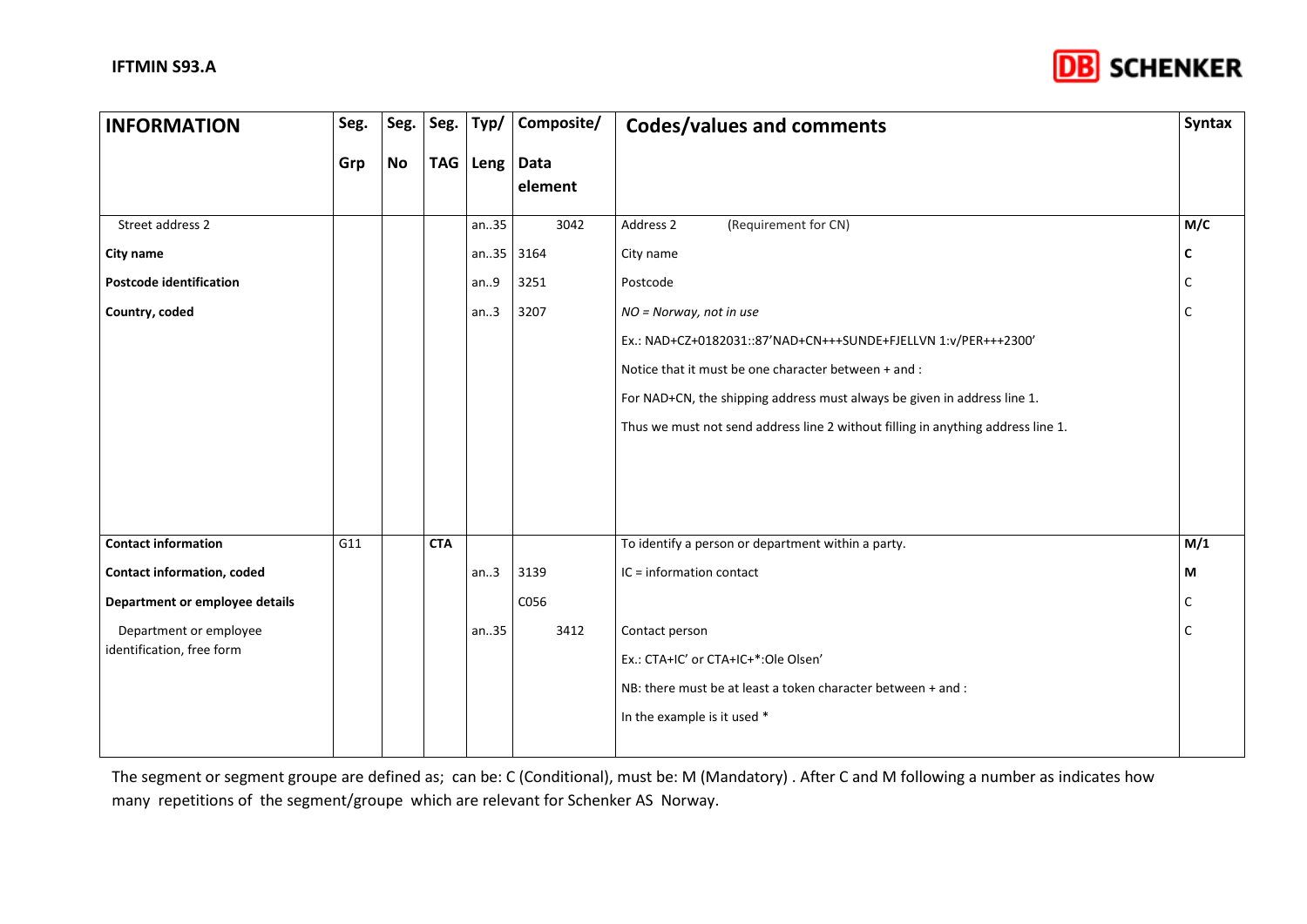| INFORMATION | Seg. Grp | Seg. No | Seg. TAG | Typ/ Leng | Composite/ Data element | Codes/values and comments | Syntax |
|---|---|---|---|---|---|---|---|
| Street address 2 | | | | an..35 | 3042 | Address 2 (Requirement for CN) | M/C |
| **City name** | | | | an..35 | 3164 | City name | **C** |
| **Postcode identification** | | | | an..9 | 3251 | Postcode | C |
| **Country, coded** | | | | an..3 | 3207 | *NO = Norway, not in use*<br>Ex.: NAD+CZ+0182031::87'NAD+CN+++SUNDE+FJELLVN 1:v/PER+++2300'<br>Notice that it must be one character between + and :<br>For NAD+CN, the shipping address must always be given in address line 1.<br>Thus we must not send address line 2 without filling in anything address line 1. | C |
| **Contact information** | G11 | | **CTA** | | | To identify a person or department within a party. | **M/1** |
| **Contact information, coded** | | | | an..3 | 3139 | IC = information contact | **M** |
| **Department or employee details** | | | | | C056 | | C |
| Department or employee identification, free form | | | | an..35 | 3412 | Contact person<br>Ex.: CTA+IC' or CTA+IC+*:Ole Olsen'<br>NB: there must be at least a token character between + and :<br>In the example is it used * | C |

The segment or segment groupe are defined as; can be: C (Conditional), must be: M (Mandatory) . After C and M following a number as indicates how many repetitions of the segment/groupe which are relevant for Schenker AS Norway.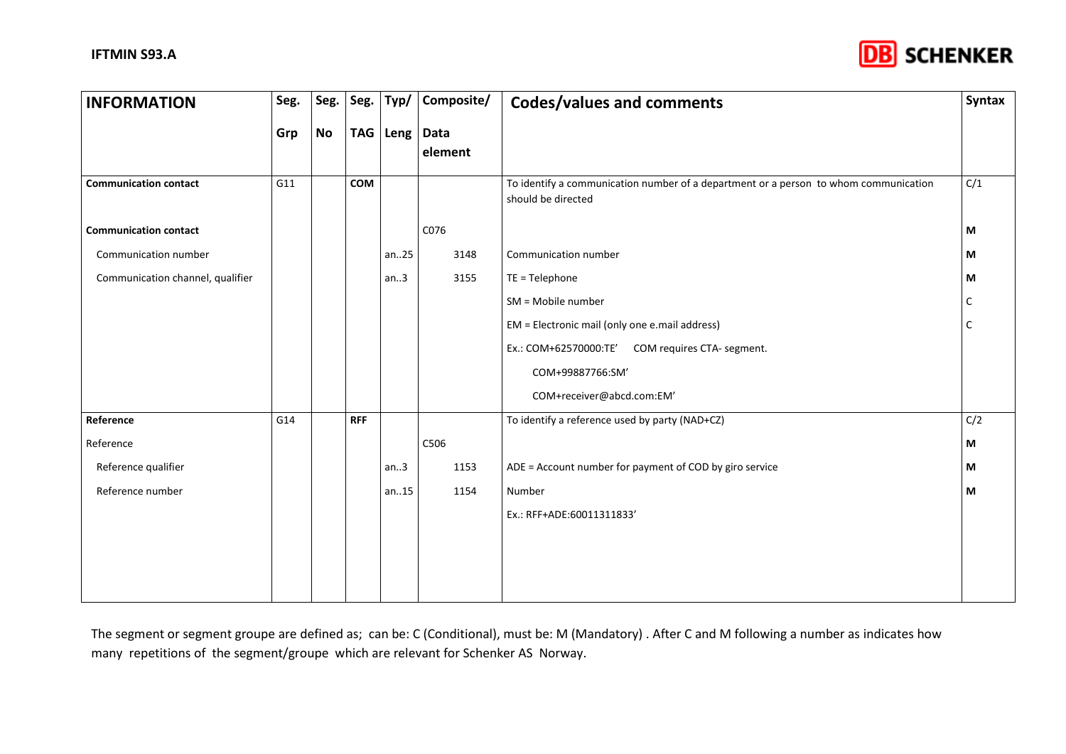| INFORMATION | Seg. Grp | Seg. No | Seg. TAG | Typ/ Leng | Composite/ Data element | Codes/values and comments | Syntax |
|---|---|---|---|---|---|---|---|
| **Communication contact** | G11 | | **COM** | | | To identify a communication number of a department or a person to whom communication should be directed | C/1 |
| **Communication contact** | | | | | C076 | | **M** |
| Communication number | | | | an..25 | 3148 | Communication number | **M** |
| Communication channel, qualifier | | | | an..3 | 3155 | TE = Telephone | **M** |
| | | | | | | SM = Mobile number | C |
| | | | | | | EM = Electronic mail (only one e.mail address) | C |
| | | | | | | Ex.: COM+62570000:TE' COM requires CTA- segment. | |
| | | | | | | COM+99887766:SM' | |
| | | | | | | COM+receiver@abcd.com:EM' | |
| **Reference** | G14 | | **RFF** | | | To identify a reference used by party (NAD+CZ) | C/2 |
| Reference | | | | | C506 | | **M** |
| Reference qualifier | | | | an..3 | 1153 | ADE = Account number for payment of COD by giro service | **M** |
| Reference number | | | | an..15 | 1154 | Number | **M** |
| | | | | | | Ex.: RFF+ADE:60011311833' | |

The segment or segment groupe are defined as; can be: C (Conditional), must be: M (Mandatory) . After C and M following a number as indicates how many repetitions of the segment/groupe which are relevant for Schenker AS Norway.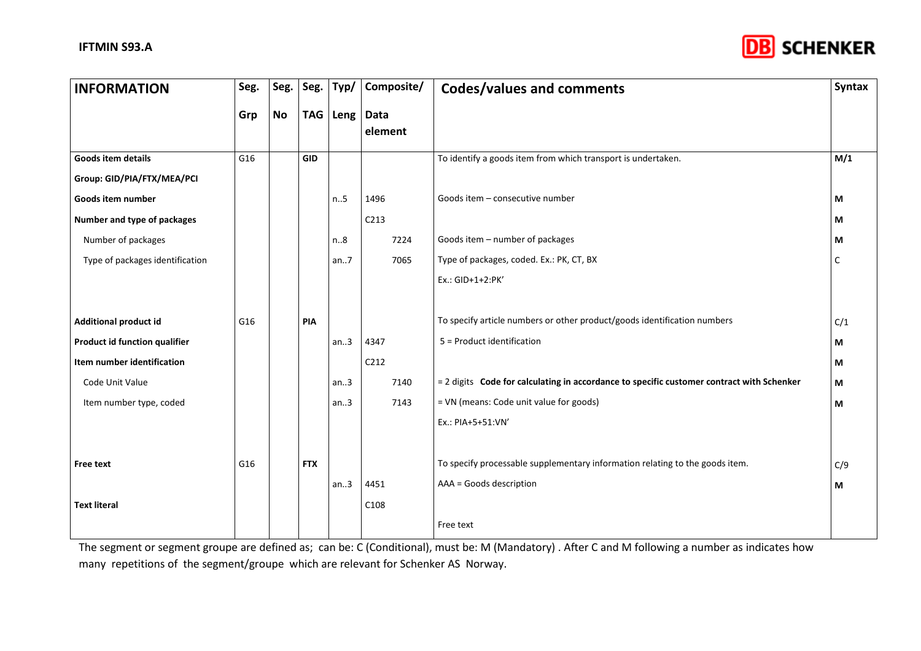| INFORMATION | Seg. Grp | Seg. No | Seg. TAG | Typ/ Leng | Composite/ Data element | Codes/values and comments | Syntax |
|---|---|---|---|---|---|---|---|
| **Goods item details** | G16 | | **GID** | | | To identify a goods item from which transport is undertaken. | **M/1** |
| **Group: GID/PIA/FTX/MEA/PCI** | | | | | | | |
| **Goods item number** | | | | n..5 | 1496 | Goods item – consecutive number | **M** |
| **Number and type of packages** | | | | | C213 | | **M** |
| Number of packages | | | | n..8 | 7224 | Goods item – number of packages | **M** |
| Type of packages identification | | | | an..7 | 7065 | Type of packages, coded. Ex.: PK, CT, BX | C |
| | | | | | | Ex.: GID+1+2:PK' | |
| **Additional product id** | G16 | | **PIA** | | | To specify article numbers or other product/goods identification numbers | C/1 |
| **Product id function qualifier** | | | | an..3 | 4347 | 5 = Product identification | **M** |
| **Item number identification** | | | | | C212 | | **M** |
| Code Unit Value | | | | an..3 | 7140 | = 2 digits **Code for calculating in accordance to specific customer contract with Schenker** | **M** |
| Item number type, coded | | | | an..3 | 7143 | = VN (means: Code unit value for goods) | **M** |
| | | | | | | Ex.: PIA+5+51:VN' | |
| **Free text** | G16 | | **FTX** | | | To specify processable supplementary information relating to the goods item. | C/9 |
| | | | | an..3 | 4451 | AAA = Goods description | **M** |
| **Text literal** | | | | | C108 | | |
| | | | | | | Free text | |

The segment or segment groupe are defined as; can be: C (Conditional), must be: M (Mandatory) . After C and M following a number as indicates how many repetitions of the segment/groupe which are relevant for Schenker AS Norway.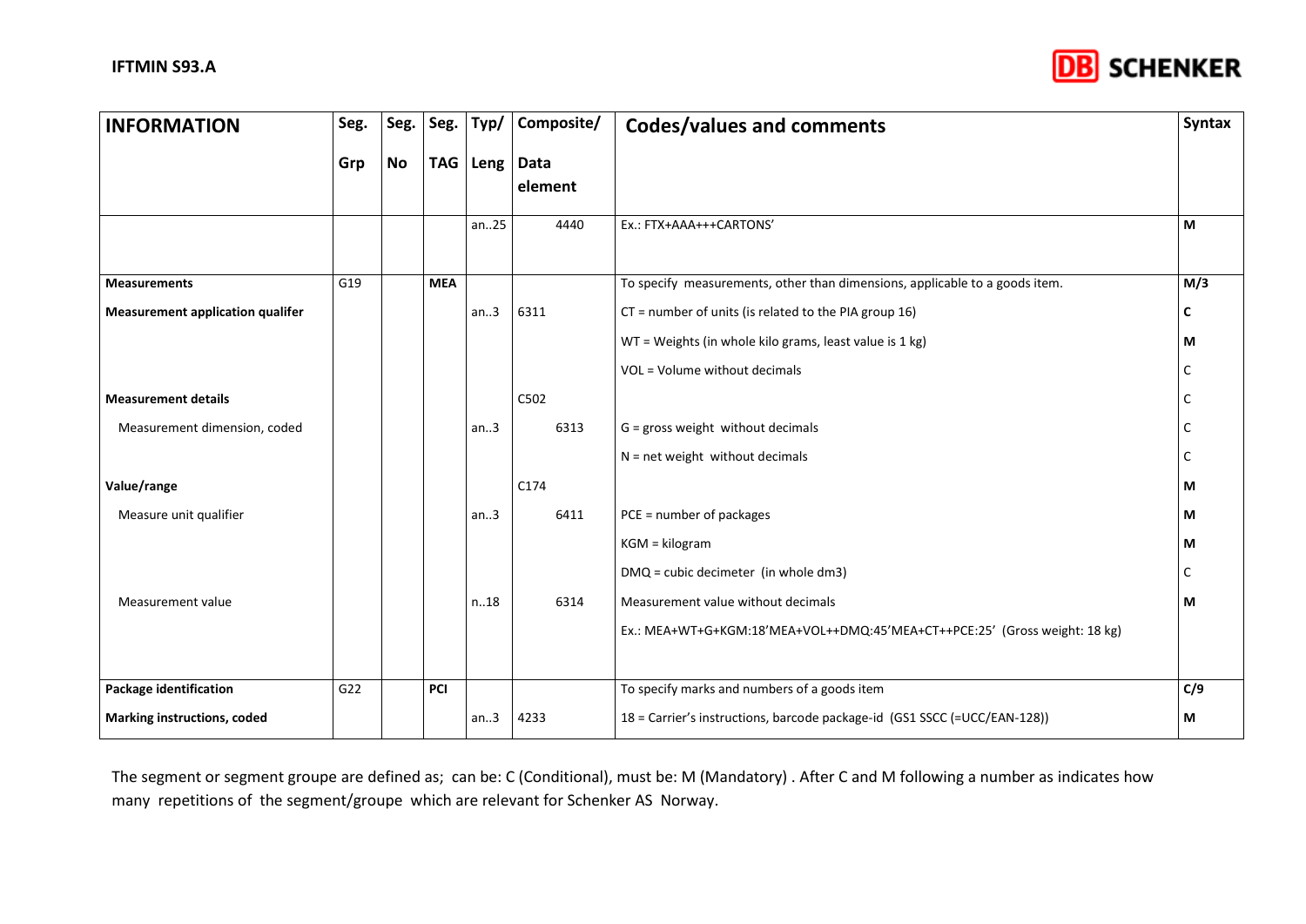| INFORMATION | Seg. Grp | Seg. No | Seg. TAG | Typ/ Leng | Composite/ Data element | Codes/values and comments | Syntax |
|---|---|---|---|---|---|---|---|
| | | | | an..25 | 4440 | Ex.: FTX+AAA+++CARTONS' | M |
| **Measurements** | G19 | | **MEA** | | | To specify measurements, other than dimensions, applicable to a goods item. | **M/3** |
| **Measurement application qualifer** | | | | an..3 | 6311 | CT = number of units (is related to the PIA group 16) | **C** |
| | | | | | | WT = Weights (in whole kilo grams, least value is 1 kg) | **M** |
| | | | | | | VOL = Volume without decimals | C |
| **Measurement details** | | | | | C502 | | C |
| Measurement dimension, coded | | | | an..3 | 6313 | G = gross weight without decimals | C |
| | | | | | | N = net weight without decimals | C |
| **Value/range** | | | | | C174 | | **M** |
| Measure unit qualifier | | | | an..3 | 6411 | PCE = number of packages | **M** |
| | | | | | | KGM = kilogram | **M** |
| | | | | | | DMQ = cubic decimeter (in whole dm3) | C |
| Measurement value | | | | n..18 | 6314 | Measurement value without decimals | **M** |
| | | | | | | Ex.: MEA+WT+G+KGM:18'MEA+VOL++DMQ:45'MEA+CT++PCE:25' (Gross weight: 18 kg) | |
| **Package identification** | G22 | | **PCI** | | | To specify marks and numbers of a goods item | **C/9** |
| **Marking instructions, coded** | | | | an..3 | 4233 | 18 = Carrier's instructions, barcode package-id (GS1 SSCC (=UCC/EAN-128)) | **M** |

The segment or segment groupe are defined as; can be: C (Conditional), must be: M (Mandatory) . After C and M following a number as indicates how many repetitions of the segment/groupe which are relevant for Schenker AS Norway.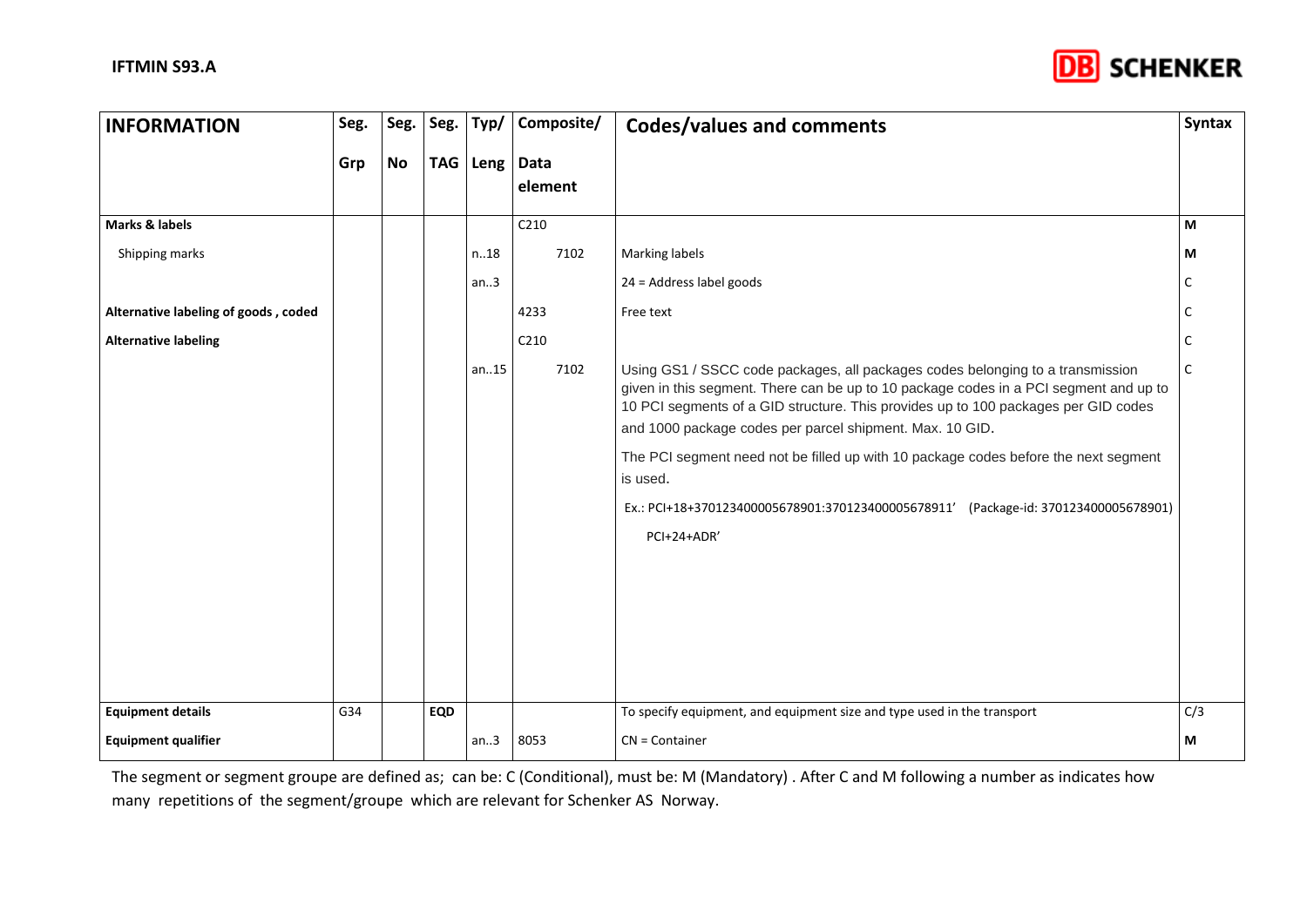| INFORMATION | Seg. Grp | Seg. No | Seg. TAG | Typ/ Leng | Composite/ Data element | Codes/values and comments | Syntax |
|---|---|---|---|---|---|---|---|
| **Marks & labels** | | | | | C210 | | **M** |
| Shipping marks | | | | n..18 | 7102 | Marking labels | **M** |
| | | | | an..3 | | 24 = Address label goods | C |
| **Alternative labeling of goods , coded** | | | | | 4233 | Free text | C |
| **Alternative labeling** | | | | | C210 | | C |
| | | | | an..15 | 7102 | Using GS1 / SSCC code packages, all packages codes belonging to a transmission given in this segment. There can be up to 10 package codes in a PCI segment and up to 10 PCI segments of a GID structure. This provides up to 100 packages per GID codes and 1000 package codes per parcel shipment. Max. 10 GID.<br><br>The PCI segment need not be filled up with 10 package codes before the next segment is used.<br><br>Ex.: PCI+18+370123400005678901:370123400005678911' (Package-id: 370123400005678901)<br><br>PCI+24+ADR' | C |
| **Equipment details** | G34 | | **EQD** | | | To specify equipment, and equipment size and type used in the transport | C/3 |
| **Equipment qualifier** | | | | an..3 | 8053 | CN = Container | **M** |

The segment or segment groupe are defined as; can be: C (Conditional), must be: M (Mandatory) . After C and M following a number as indicates how many repetitions of the segment/groupe which are relevant for Schenker AS Norway.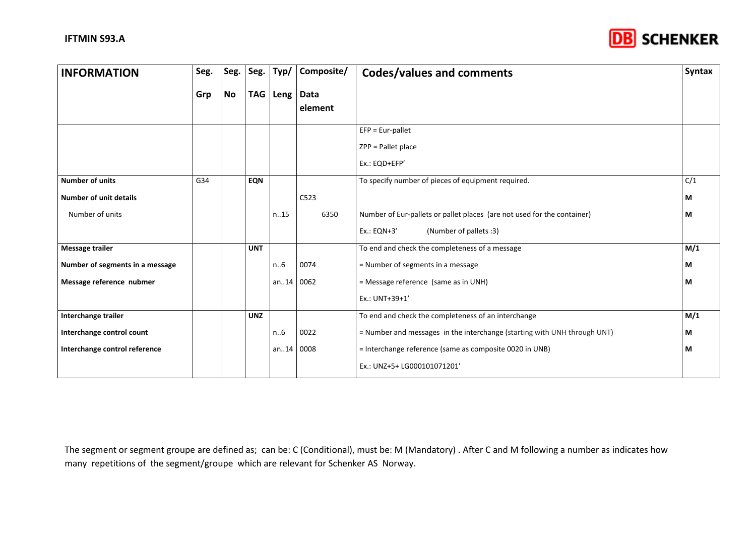| INFORMATION | Seg. Grp | Seg. No | Seg. TAG | Typ/ Leng | Composite/ Data element | Codes/values and comments | Syntax |
|---|---|---|---|---|---|---|---|
| | | | | | | EFP = Eur-pallet | |
| | | | | | | ZPP = Pallet place | |
| | | | | | | Ex.: EQD+EFP’ | |
| **Number of units** | G34 | | **EQN** | | | To specify number of pieces of equipment required. | C/1 |
| **Number of unit details** | | | | | C523 | | **M** |
| Number of units | | | | n..15 | 6350 | Number of Eur-pallets or pallet places (are not used for the container) | **M** |
| | | | | | | Ex.: EQN+3’ (Number of pallets :3) | |
| **Message trailer** | | | **UNT** | | | To end and check the completeness of a message | **M/1** |
| **Number of segments in a message** | | | | n..6 | 0074 | = Number of segments in a message | **M** |
| **Message reference nubmer** | | | | an..14 | 0062 | = Message reference (same as in UNH) | **M** |
| | | | | | | Ex.: UNT+39+1’ | |
| **Interchange trailer** | | | **UNZ** | | | To end and check the completeness of an interchange | **M/1** |
| **Interchange control count** | | | | n..6 | 0022 | = Number and messages in the interchange (starting with UNH through UNT) | **M** |
| **Interchange control reference** | | | | an..14 | 0008 | = Interchange reference (same as composite 0020 in UNB) | **M** |
| | | | | | | Ex.: UNZ+5+ LG000101071201’ | |

The segment or segment groupe are defined as; can be: C (Conditional), must be: M (Mandatory) . After C and M following a number as indicates how many repetitions of the segment/groupe which are relevant for Schenker AS Norway.